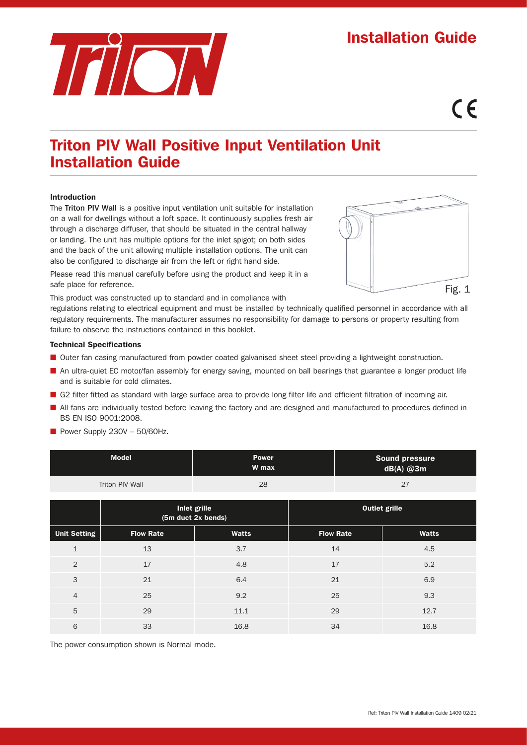Installation Guide

CE

# Triton PIV Wall Positive Input Ventilation Unit Installation Guide

### Introduction

The **Triton PIV Wall** is a positive input ventilation unit suitable for installation on a wall for dwellings without a loft space. It continuously supplies fresh air through a discharge diffuser, that should be situated in the central hallway or landing. The unit has multiple options for the inlet spigot; on both sides and the back of the unit allowing multiple installation options. The unit can also be configured to discharge air from the left or right hand side.

Please read this manual carefully before using the product and keep it in a safe place for reference.

Fig. 1

This product was constructed up to standard and in compliance with regulations relating to electrical equipment and must be installed by technically qualified personnel in accordance with all regulatory requirements. The manufacturer assumes no responsibility for damage to persons or property resulting from failure to observe the instructions contained in this booklet.

### Technical Specifications

- Outer fan casing manufactured from powder coated galvanised sheet steel providing a lightweight construction.
- An ultra-quiet EC motor/fan assembly for energy saving, mounted on ball bearings that guarantee a longer product life and is suitable for cold climates.
- G2 filter fitted as standard with large surface area to provide long filter life and efficient filtration of incoming air.
- All fans are individually tested before leaving the factory and are designed and manufactured to procedures defined in BS EN ISO 9001:2008.
- Power Supply 230V – 50/60Hz.

| Model | Power W max | Sound pressure dB(A) @3m |
|---|---|---|
| Triton PIV Wall | 28 | 27 |

| | Inlet grille (5m duct 2x bends) | | Outlet grille | |
|---|---|---|---|---|
| **Unit Setting** | **Flow Rate** | **Watts** | **Flow Rate** | **Watts** |
| 1 | 13 | 3.7 | 14 | 4.5 |
| 2 | 17 | 4.8 | 17 | 5.2 |
| 3 | 21 | 6.4 | 21 | 6.9 |
| 4 | 25 | 9.2 | 25 | 9.3 |
| 5 | 29 | 11.1 | 29 | 12.7 |
| 6 | 33 | 16.8 | 34 | 16.8 |

The power consumption shown is Normal mode.

Ref: Triton PIV Wall Installation Guide 1409 02/21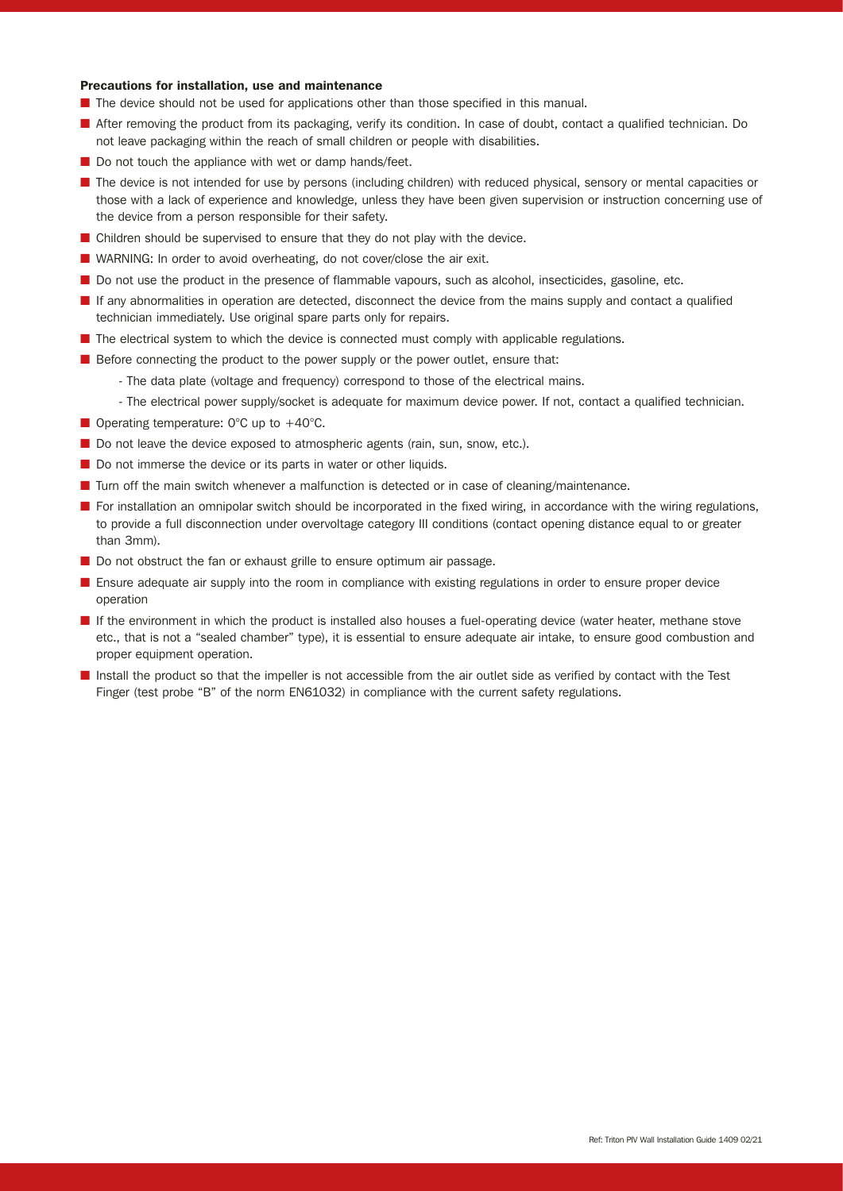**Precautions for installation, use and maintenance**

- The device should not be used for applications other than those specified in this manual.
- After removing the product from its packaging, verify its condition. In case of doubt, contact a qualified technician. Do not leave packaging within the reach of small children or people with disabilities.
- Do not touch the appliance with wet or damp hands/feet.
- The device is not intended for use by persons (including children) with reduced physical, sensory or mental capacities or those with a lack of experience and knowledge, unless they have been given supervision or instruction concerning use of the device from a person responsible for their safety.
- Children should be supervised to ensure that they do not play with the device.
- WARNING: In order to avoid overheating, do not cover/close the air exit.
- Do not use the product in the presence of flammable vapours, such as alcohol, insecticides, gasoline, etc.
- If any abnormalities in operation are detected, disconnect the device from the mains supply and contact a qualified technician immediately. Use original spare parts only for repairs.
- The electrical system to which the device is connected must comply with applicable regulations.
- Before connecting the product to the power supply or the power outlet, ensure that:
  - The data plate (voltage and frequency) correspond to those of the electrical mains.
  - The electrical power supply/socket is adequate for maximum device power. If not, contact a qualified technician.
- Operating temperature: 0°C up to +40°C.
- Do not leave the device exposed to atmospheric agents (rain, sun, snow, etc.).
- Do not immerse the device or its parts in water or other liquids.
- Turn off the main switch whenever a malfunction is detected or in case of cleaning/maintenance.
- For installation an omnipolar switch should be incorporated in the fixed wiring, in accordance with the wiring regulations, to provide a full disconnection under overvoltage category III conditions (contact opening distance equal to or greater than 3mm).
- Do not obstruct the fan or exhaust grille to ensure optimum air passage.
- Ensure adequate air supply into the room in compliance with existing regulations in order to ensure proper device operation
- If the environment in which the product is installed also houses a fuel-operating device (water heater, methane stove etc., that is not a "sealed chamber" type), it is essential to ensure adequate air intake, to ensure good combustion and proper equipment operation.
- Install the product so that the impeller is not accessible from the air outlet side as verified by contact with the Test Finger (test probe "B" of the norm EN61032) in compliance with the current safety regulations.

Ref: Triton PIV Wall Installation Guide 1409 02/21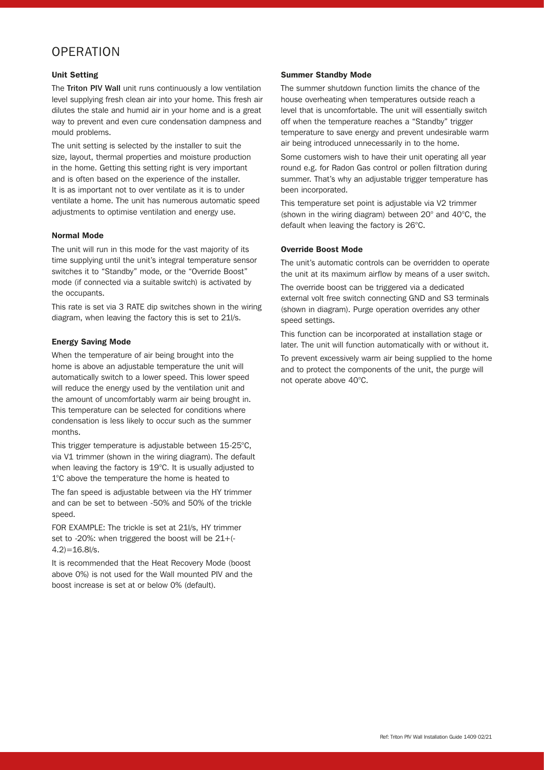# OPERATION

### Unit Setting

The **Triton PIV Wall** unit runs continuously a low ventilation level supplying fresh clean air into your home. This fresh air dilutes the stale and humid air in your home and is a great way to prevent and even cure condensation dampness and mould problems.

The unit setting is selected by the installer to suit the size, layout, thermal properties and moisture production in the home. Getting this setting right is very important and is often based on the experience of the installer. It is as important not to over ventilate as it is to under ventilate a home. The unit has numerous automatic speed adjustments to optimise ventilation and energy use.

### Normal Mode

The unit will run in this mode for the vast majority of its time supplying until the unit's integral temperature sensor switches it to "Standby" mode, or the "Override Boost" mode (if connected via a suitable switch) is activated by the occupants.

This rate is set via 3 RATE dip switches shown in the wiring diagram, when leaving the factory this is set to 21l/s.

### Energy Saving Mode

When the temperature of air being brought into the home is above an adjustable temperature the unit will automatically switch to a lower speed. This lower speed will reduce the energy used by the ventilation unit and the amount of uncomfortably warm air being brought in. This temperature can be selected for conditions where condensation is less likely to occur such as the summer months.

This trigger temperature is adjustable between 15-25°C, via V1 trimmer (shown in the wiring diagram). The default when leaving the factory is 19°C. It is usually adjusted to 1°C above the temperature the home is heated to

The fan speed is adjustable between via the HY trimmer and can be set to between -50% and 50% of the trickle speed.

FOR EXAMPLE: The trickle is set at 21l/s, HY trimmer set to -20%: when triggered the boost will be 21+(-4.2)=16.8l/s.

It is recommended that the Heat Recovery Mode (boost above 0%) is not used for the Wall mounted PIV and the boost increase is set at or below 0% (default).

### Summer Standby Mode

The summer shutdown function limits the chance of the house overheating when temperatures outside reach a level that is uncomfortable. The unit will essentially switch off when the temperature reaches a "Standby" trigger temperature to save energy and prevent undesirable warm air being introduced unnecessarily in to the home.

Some customers wish to have their unit operating all year round e.g. for Radon Gas control or pollen filtration during summer. That's why an adjustable trigger temperature has been incorporated.

This temperature set point is adjustable via V2 trimmer (shown in the wiring diagram) between 20° and 40°C, the default when leaving the factory is 26°C.

### Override Boost Mode

The unit's automatic controls can be overridden to operate the unit at its maximum airflow by means of a user switch.

The override boost can be triggered via a dedicated external volt free switch connecting GND and S3 terminals (shown in diagram). Purge operation overrides any other speed settings.

This function can be incorporated at installation stage or later. The unit will function automatically with or without it.

To prevent excessively warm air being supplied to the home and to protect the components of the unit, the purge will not operate above 40°C.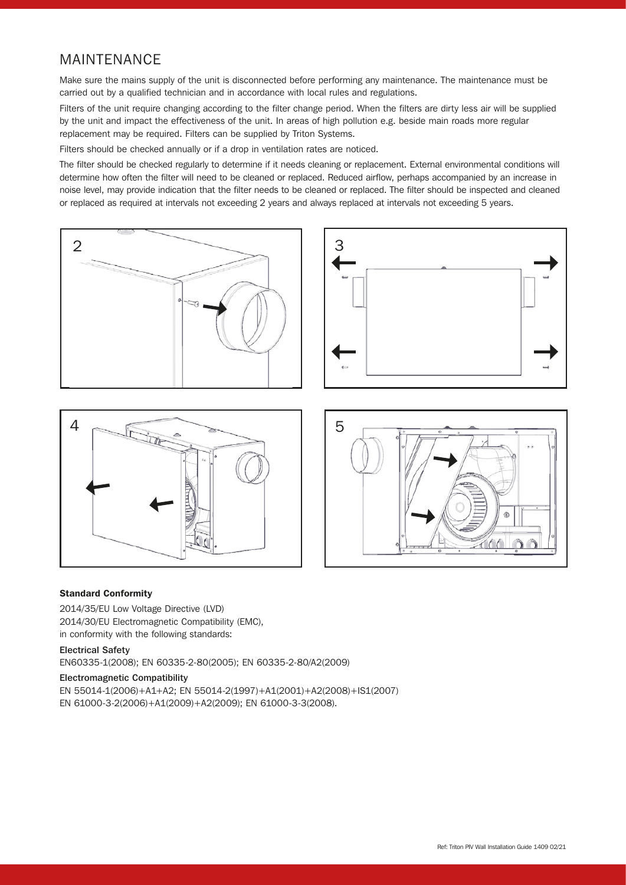## MAINTENANCE

Make sure the mains supply of the unit is disconnected before performing any maintenance. The maintenance must be carried out by a qualified technician and in accordance with local rules and regulations.

Filters of the unit require changing according to the filter change period. When the filters are dirty less air will be supplied by the unit and impact the effectiveness of the unit. In areas of high pollution e.g. beside main roads more regular replacement may be required. Filters can be supplied by Triton Systems.

Filters should be checked annually or if a drop in ventilation rates are noticed.

The filter should be checked regularly to determine if it needs cleaning or replacement. External environmental conditions will determine how often the filter will need to be cleaned or replaced. Reduced airflow, perhaps accompanied by an increase in noise level, may provide indication that the filter needs to be cleaned or replaced. The filter should be inspected and cleaned or replaced as required at intervals not exceeding 2 years and always replaced at intervals not exceeding 5 years.

2

3

4

5

**Standard Conformity**

2014/35/EU Low Voltage Directive (LVD)
2014/30/EU Electromagnetic Compatibility (EMC),
in conformity with the following standards:

**Electrical Safety**

EN60335-1(2008); EN 60335-2-80(2005); EN 60335-2-80/A2(2009)

**Electromagnetic Compatibility**

EN 55014-1(2006)+A1+A2; EN 55014-2(1997)+A1(2001)+A2(2008)+IS1(2007)
EN 61000-3-2(2006)+A1(2009)+A2(2009); EN 61000-3-3(2008).

Ref: Triton PIV Wall Installation Guide 1409 02/21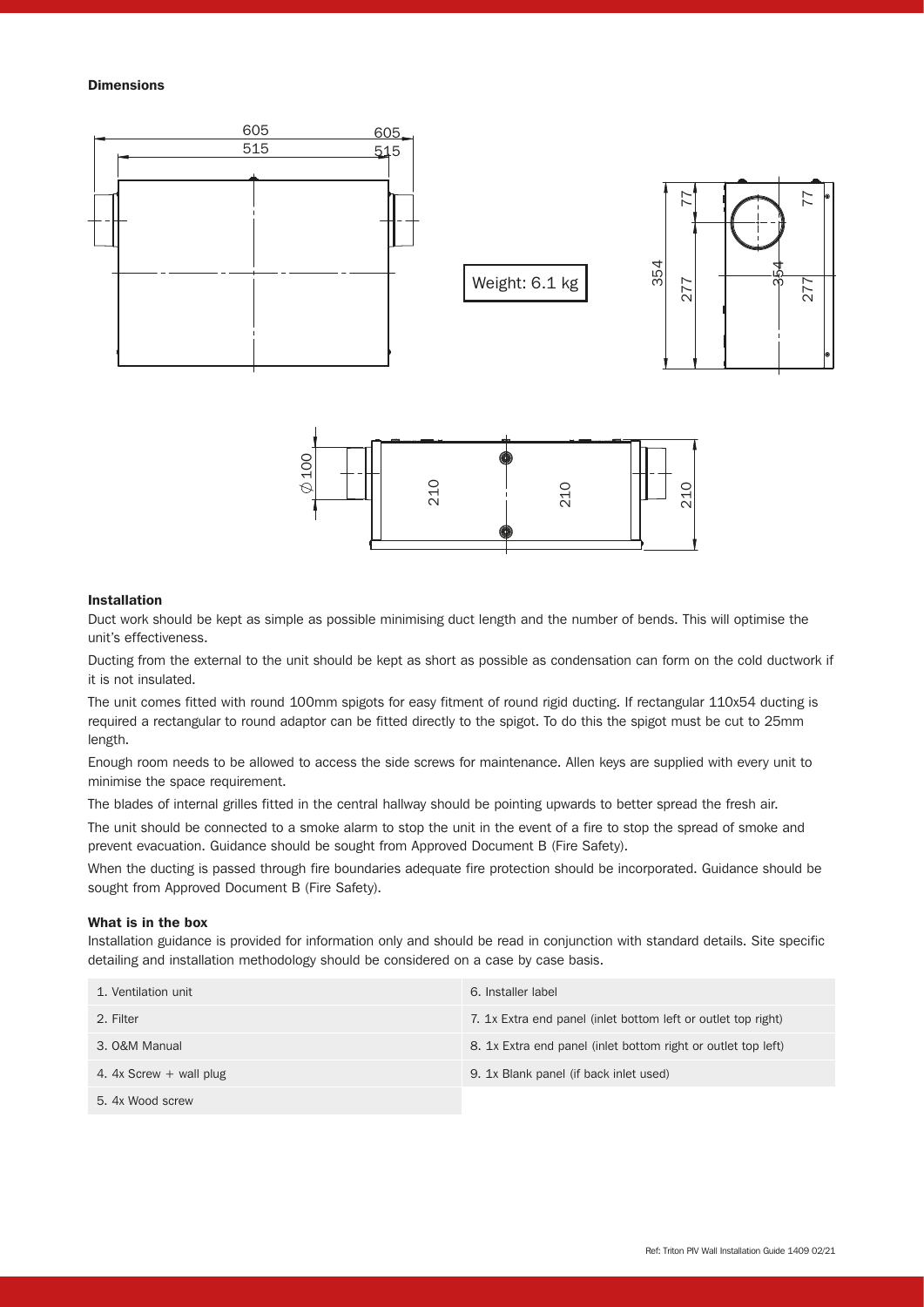### Dimensions

Weight: 6.1 kg

### Installation

Duct work should be kept as simple as possible minimising duct length and the number of bends. This will optimise the unit's effectiveness.

Ducting from the external to the unit should be kept as short as possible as condensation can form on the cold ductwork if it is not insulated.

The unit comes fitted with round 100mm spigots for easy fitment of round rigid ducting. If rectangular 110x54 ducting is required a rectangular to round adaptor can be fitted directly to the spigot. To do this the spigot must be cut to 25mm length.

Enough room needs to be allowed to access the side screws for maintenance. Allen keys are supplied with every unit to minimise the space requirement.

The blades of internal grilles fitted in the central hallway should be pointing upwards to better spread the fresh air.

The unit should be connected to a smoke alarm to stop the unit in the event of a fire to stop the spread of smoke and prevent evacuation. Guidance should be sought from Approved Document B (Fire Safety).

When the ducting is passed through fire boundaries adequate fire protection should be incorporated. Guidance should be sought from Approved Document B (Fire Safety).

### What is in the box

Installation guidance is provided for information only and should be read in conjunction with standard details. Site specific detailing and installation methodology should be considered on a case by case basis.

| | |
|---|---|
| 1. Ventilation unit | 6. Installer label |
| 2. Filter | 7. 1x Extra end panel (inlet bottom left or outlet top right) |
| 3. O&M Manual | 8. 1x Extra end panel (inlet bottom right or outlet top left) |
| 4. 4x Screw + wall plug | 9. 1x Blank panel (if back inlet used) |
| 5. 4x Wood screw | |

Ref: Triton PIV Wall Installation Guide 1409 02/21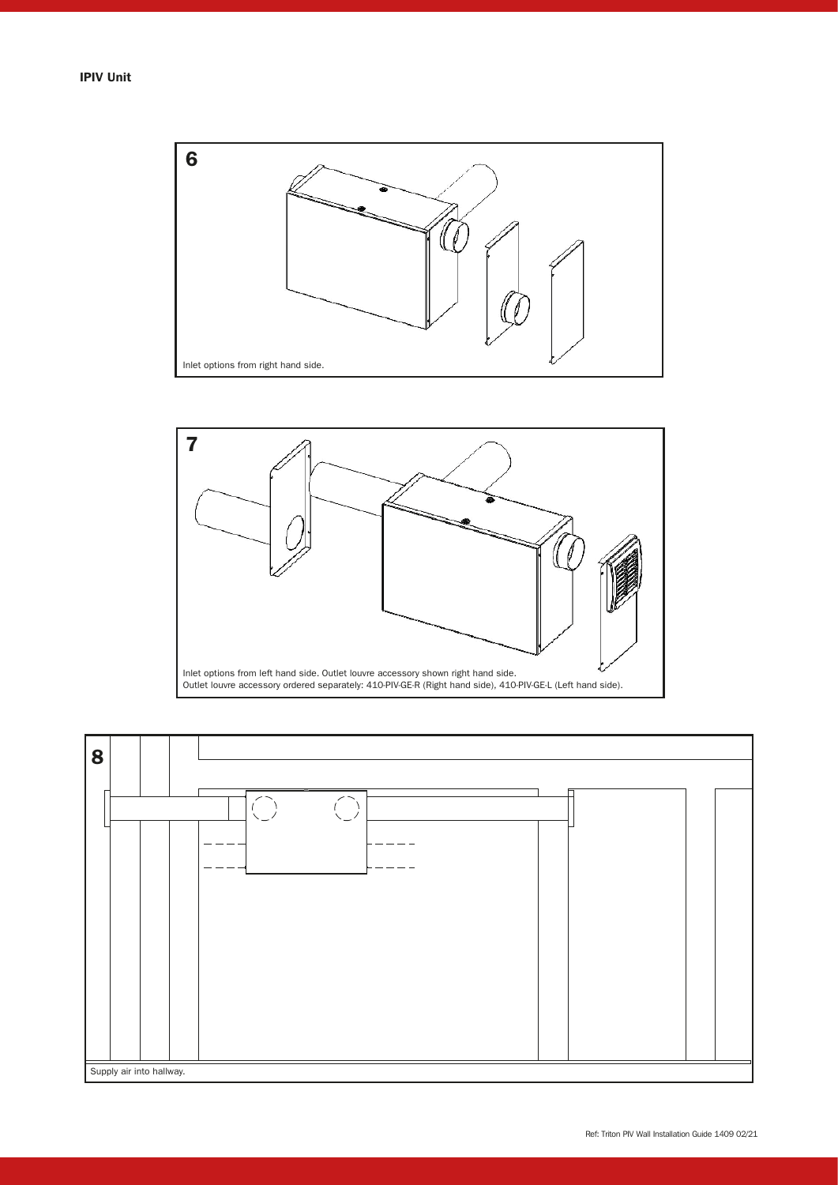**IPIV Unit**

6

Inlet options from right hand side.

7

Inlet options from left hand side. Outlet louvre accessory shown right hand side.
Outlet louvre accessory ordered separately: 410-PIV-GE-R (Right hand side), 410-PIV-GE-L (Left hand side).

8

Supply air into hallway.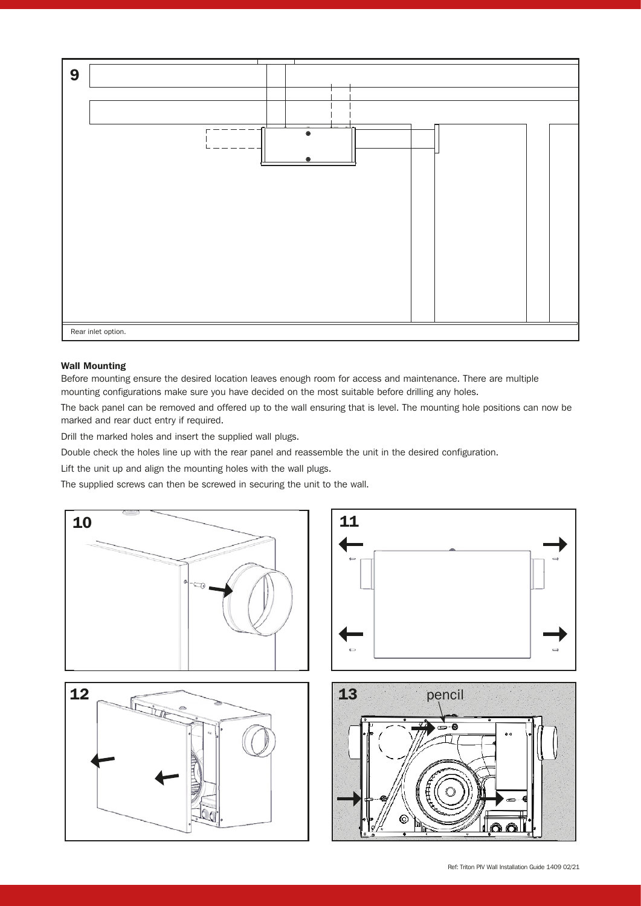9

Rear inlet option.

**Wall Mounting**

Before mounting ensure the desired location leaves enough room for access and maintenance. There are multiple mounting configurations make sure you have decided on the most suitable before drilling any holes.

The back panel can be removed and offered up to the wall ensuring that is level. The mounting hole positions can now be marked and rear duct entry if required.

Drill the marked holes and insert the supplied wall plugs.

Double check the holes line up with the rear panel and reassemble the unit in the desired configuration.

Lift the unit up and align the mounting holes with the wall plugs.

The supplied screws can then be screwed in securing the unit to the wall.

10

11

12

13

pencil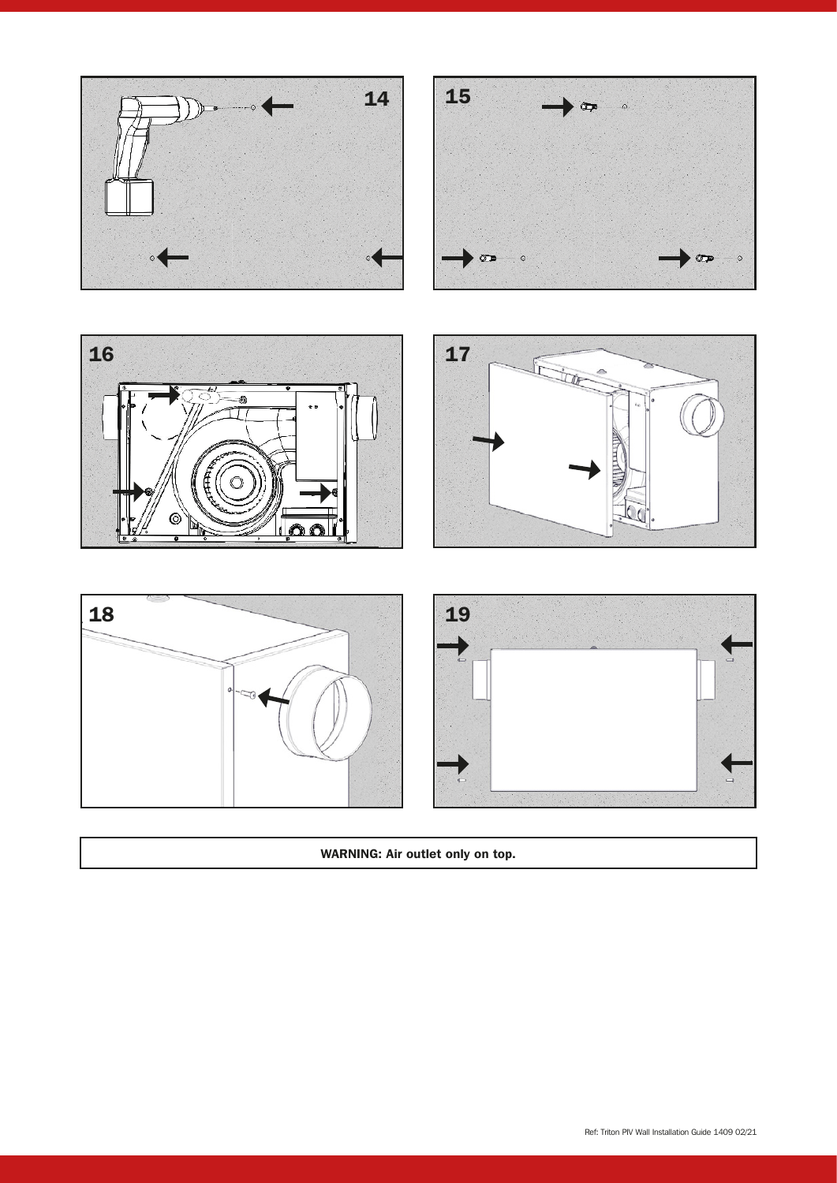14

15

16

17

18

19

**WARNING: Air outlet only on top.**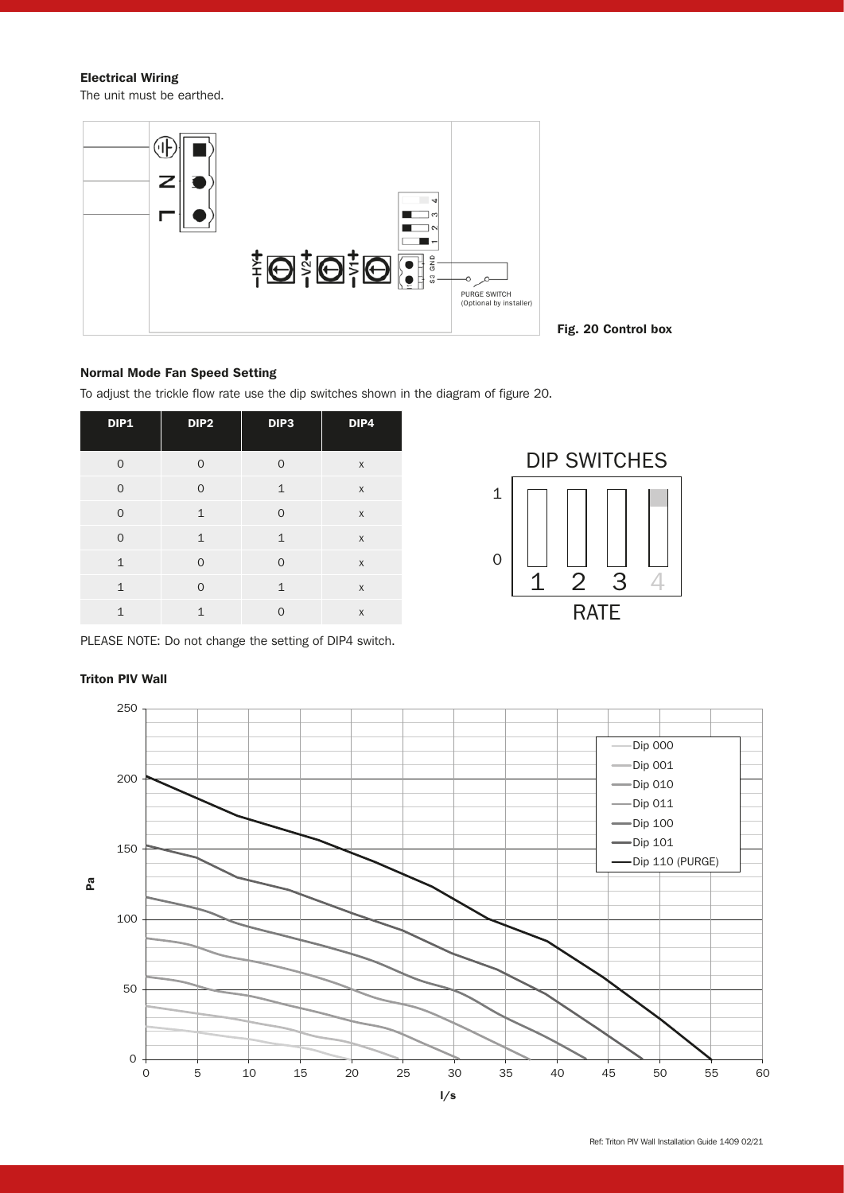### Electrical Wiring

The unit must be earthed.

Fig. 20 Control box

### Normal Mode Fan Speed Setting

To adjust the trickle flow rate use the dip switches shown in the diagram of figure 20.

| DIP1 | DIP2 | DIP3 | DIP4 |
|---|---|---|---|
| 0 | 0 | 0 | x |
| 0 | 0 | 1 | x |
| 0 | 1 | 0 | x |
| 0 | 1 | 1 | x |
| 1 | 0 | 0 | x |
| 1 | 0 | 1 | x |
| 1 | 1 | 0 | x |

PLEASE NOTE: Do not change the setting of DIP4 switch.

### Triton PIV Wall

Ref: Triton PIV Wall Installation Guide 1409 02/21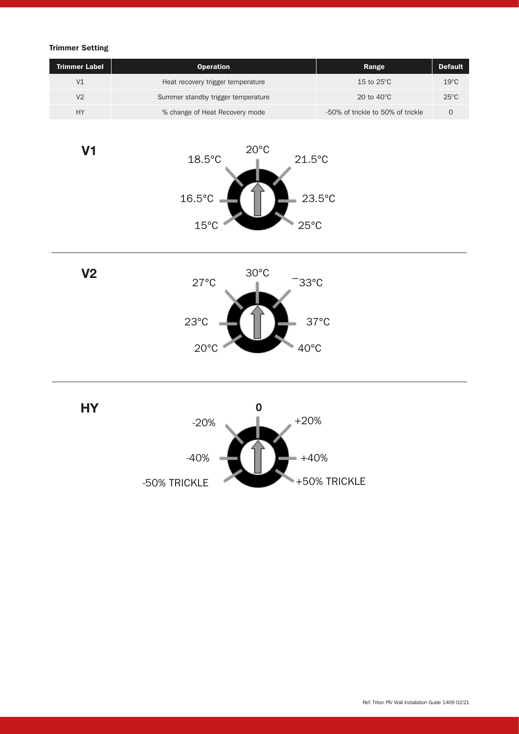**Trimmer Setting**

| Trimmer Label | Operation | Range | Default |
|---|---|---|---|
| V1 | Heat recovery trigger temperature | 15 to 25°C | 19°C |
| V2 | Summer standby trigger temperature | 20 to 40°C | 25°C |
| HY | % change of Heat Recovery mode | -50% of trickle to 50% of trickle | 0 |

**V1**

15°C, 16.5°C, 18.5°C, 20°C, 21.5°C, 23.5°C, 25°C

**V2**

20°C, 23°C, 27°C, 30°C, 33°C, 37°C, 40°C

**HY**

-50% TRICKLE, -40%, -20%, **0**, +20%, +40%, +50% TRICKLE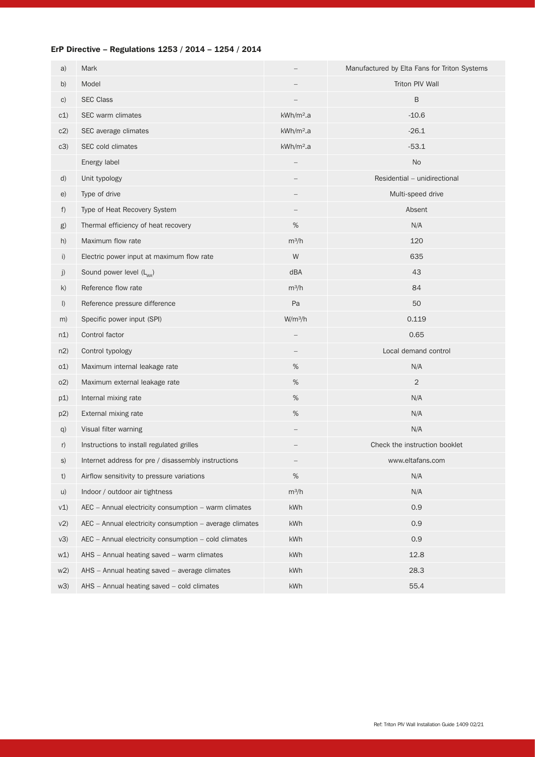### ErP Directive – Regulations 1253 / 2014 – 1254 / 2014

| | | | |
|---|---|---|---|
| a) | Mark | – | Manufactured by Elta Fans for Triton Systems |
| b) | Model | – | Triton PIV Wall |
| c) | SEC Class | – | B |
| c1) | SEC warm climates | $kWh/m^2.a$ | -10.6 |
| c2) | SEC average climates | $kWh/m^2.a$ | -26.1 |
| c3) | SEC cold climates | $kWh/m^2.a$ | -53.1 |
| | Energy label | – | No |
| d) | Unit typology | – | Residential – unidirectional |
| e) | Type of drive | – | Multi-speed drive |
| f) | Type of Heat Recovery System | – | Absent |
| g) | Thermal efficiency of heat recovery | % | N/A |
| h) | Maximum flow rate | $m^3/h$ | 120 |
| i) | Electric power input at maximum flow rate | W | 635 |
| j) | Sound power level ($L_{WA}$) | dBA | 43 |
| k) | Reference flow rate | $m^3/h$ | 84 |
| l) | Reference pressure difference | Pa | 50 |
| m) | Specific power input (SPI) | $W/m^3/h$ | 0.119 |
| n1) | Control factor | – | 0.65 |
| n2) | Control typology | – | Local demand control |
| o1) | Maximum internal leakage rate | % | N/A |
| o2) | Maximum external leakage rate | % | 2 |
| p1) | Internal mixing rate | % | N/A |
| p2) | External mixing rate | % | N/A |
| q) | Visual filter warning | – | N/A |
| r) | Instructions to install regulated grilles | – | Check the instruction booklet |
| s) | Internet address for pre / disassembly instructions | – | www.eltafans.com |
| t) | Airflow sensitivity to pressure variations | % | N/A |
| u) | Indoor / outdoor air tightness | $m^3/h$ | N/A |
| v1) | AEC – Annual electricity consumption – warm climates | kWh | 0.9 |
| v2) | AEC – Annual electricity consumption – average climates | kWh | 0.9 |
| v3) | AEC – Annual electricity consumption – cold climates | kWh | 0.9 |
| w1) | AHS – Annual heating saved – warm climates | kWh | 12.8 |
| w2) | AHS – Annual heating saved – average climates | kWh | 28.3 |
| w3) | AHS – Annual heating saved – cold climates | kWh | 55.4 |

Ref: Triton PIV Wall Installation Guide 1409 02/21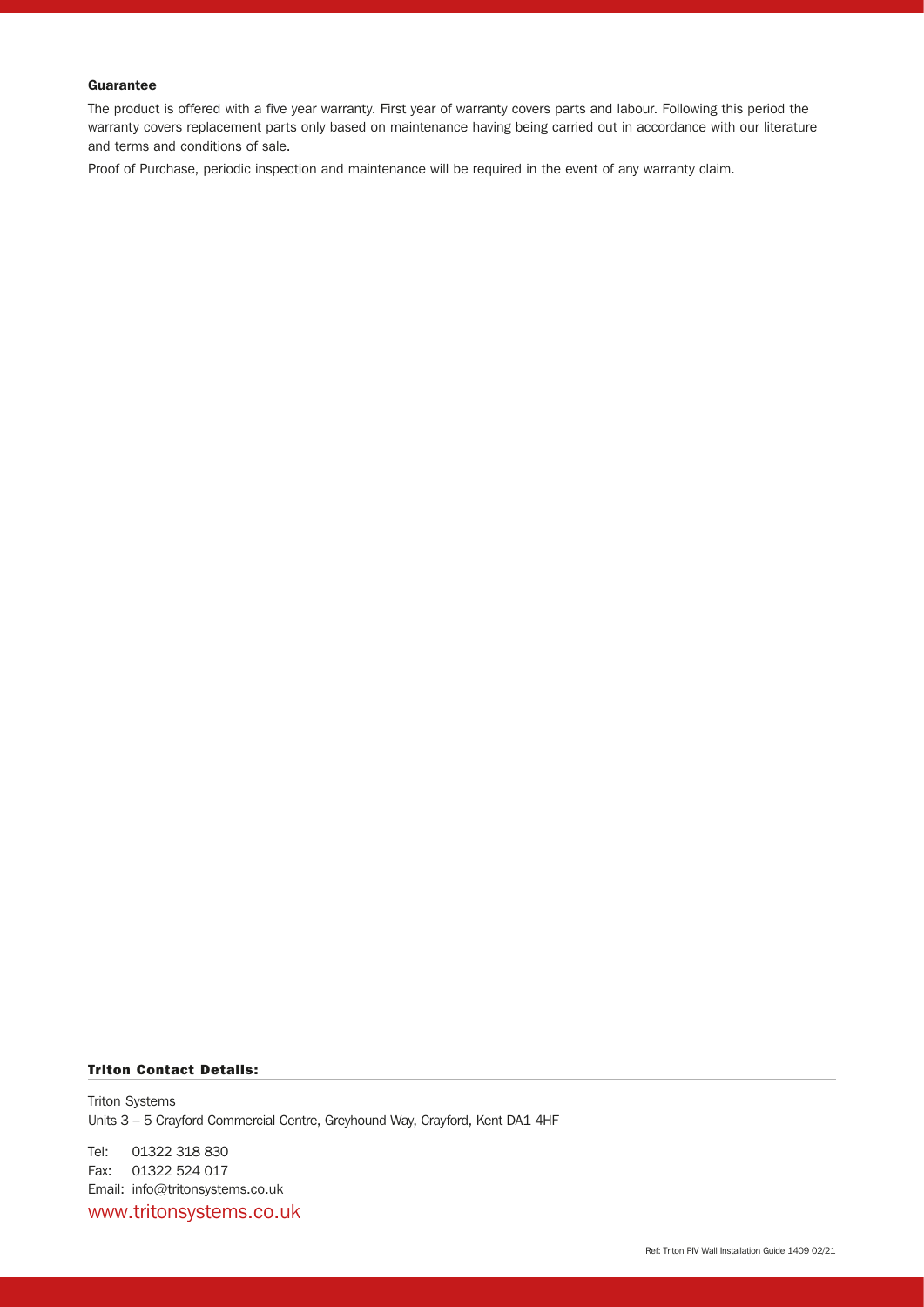### Guarantee

The product is offered with a five year warranty. First year of warranty covers parts and labour. Following this period the warranty covers replacement parts only based on maintenance having being carried out in accordance with our literature and terms and conditions of sale.

Proof of Purchase, periodic inspection and maintenance will be required in the event of any warranty claim.

### Triton Contact Details:

Triton Systems
Units 3 – 5 Crayford Commercial Centre, Greyhound Way, Crayford, Kent DA1 4HF

Tel: 01322 318 830
Fax: 01322 524 017
Email: info@tritonsystems.co.uk

www.tritonsystems.co.uk

Ref: Triton PIV Wall Installation Guide 1409 02/21